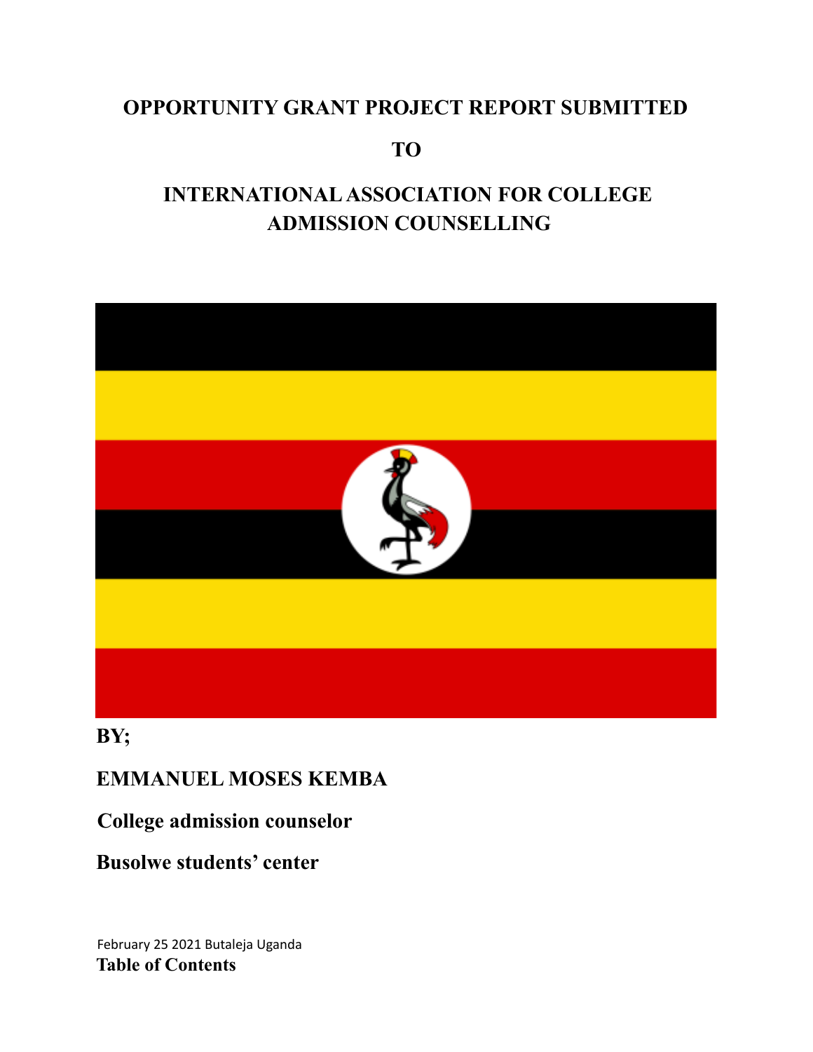# OPPORTUNITY GRANT PROJECT REPORT SUBMITTED

# TO

# INTERNATIONAL ASSOCIATION FOR COLLEGE ADMISSION COUNSELLING

**BY;**

**EMMANUEL MOSES KEMBA**

**College admission counselor**

**Busolwe students' center**

February 25 2021 Butaleja Uganda

**Table of Contents**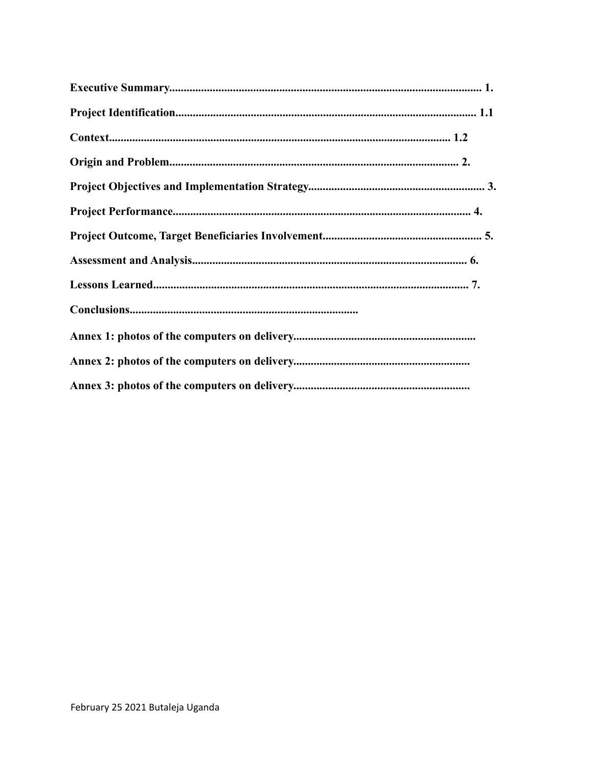**Executive Summary........................................................................................................ 1.**

**Project Identification..................................................................................................... 1.1**

**Context.................................................................................................................. 1.2**

**Origin and Problem................................................................................................... 2.**

**Project Objectives and Implementation Strategy............................................................ 3.**

**Project Performance..................................................................................................... 4.**

**Project Outcome, Target Beneficiaries Involvement...................................................... 5.**

**Assessment and Analysis.............................................................................................. 6.**

**Lessons Learned........................................................................................................... 7.**

**Conclusions..............................................................................**

**Annex 1: photos of the computers on delivery.............................................................**

**Annex 2: photos of the computers on delivery............................................................**

**Annex 3: photos of the computers on delivery............................................................**

February 25 2021 Butaleja Uganda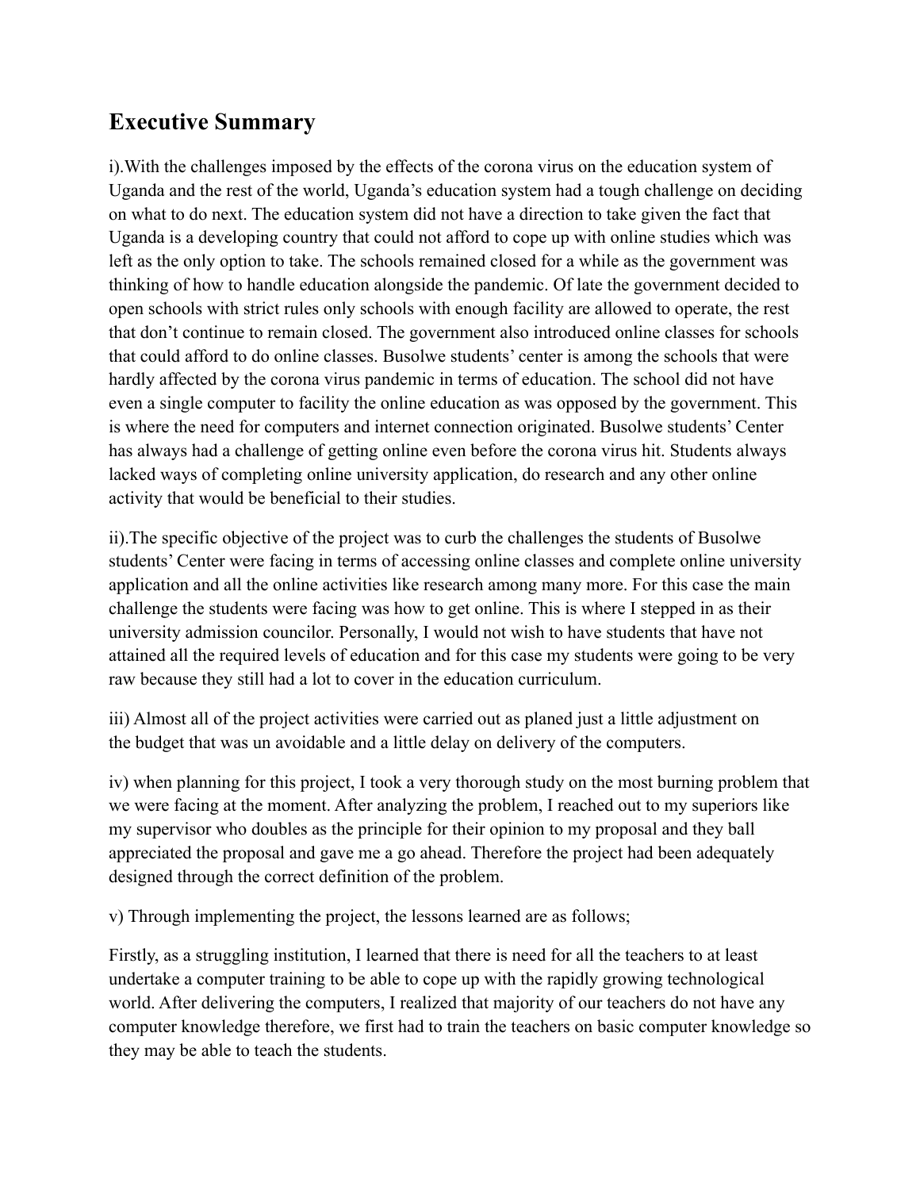## Executive Summary

i).With the challenges imposed by the effects of the corona virus on the education system of Uganda and the rest of the world, Uganda's education system had a tough challenge on deciding on what to do next. The education system did not have a direction to take given the fact that Uganda is a developing country that could not afford to cope up with online studies which was left as the only option to take. The schools remained closed for a while as the government was thinking of how to handle education alongside the pandemic. Of late the government decided to open schools with strict rules only schools with enough facility are allowed to operate, the rest that don't continue to remain closed. The government also introduced online classes for schools that could afford to do online classes. Busolwe students' center is among the schools that were hardly affected by the corona virus pandemic in terms of education. The school did not have even a single computer to facility the online education as was opposed by the government. This is where the need for computers and internet connection originated. Busolwe students' Center has always had a challenge of getting online even before the corona virus hit. Students always lacked ways of completing online university application, do research and any other online activity that would be beneficial to their studies.

ii).The specific objective of the project was to curb the challenges the students of Busolwe students' Center were facing in terms of accessing online classes and complete online university application and all the online activities like research among many more. For this case the main challenge the students were facing was how to get online. This is where I stepped in as their university admission councilor. Personally, I would not wish to have students that have not attained all the required levels of education and for this case my students were going to be very raw because they still had a lot to cover in the education curriculum.

iii) Almost all of the project activities were carried out as planed just a little adjustment on the budget that was un avoidable and a little delay on delivery of the computers.

iv) when planning for this project, I took a very thorough study on the most burning problem that we were facing at the moment. After analyzing the problem, I reached out to my superiors like my supervisor who doubles as the principle for their opinion to my proposal and they ball appreciated the proposal and gave me a go ahead. Therefore the project had been adequately designed through the correct definition of the problem.

v) Through implementing the project, the lessons learned are as follows;

Firstly, as a struggling institution, I learned that there is need for all the teachers to at least undertake a computer training to be able to cope up with the rapidly growing technological world. After delivering the computers, I realized that majority of our teachers do not have any computer knowledge therefore, we first had to train the teachers on basic computer knowledge so they may be able to teach the students.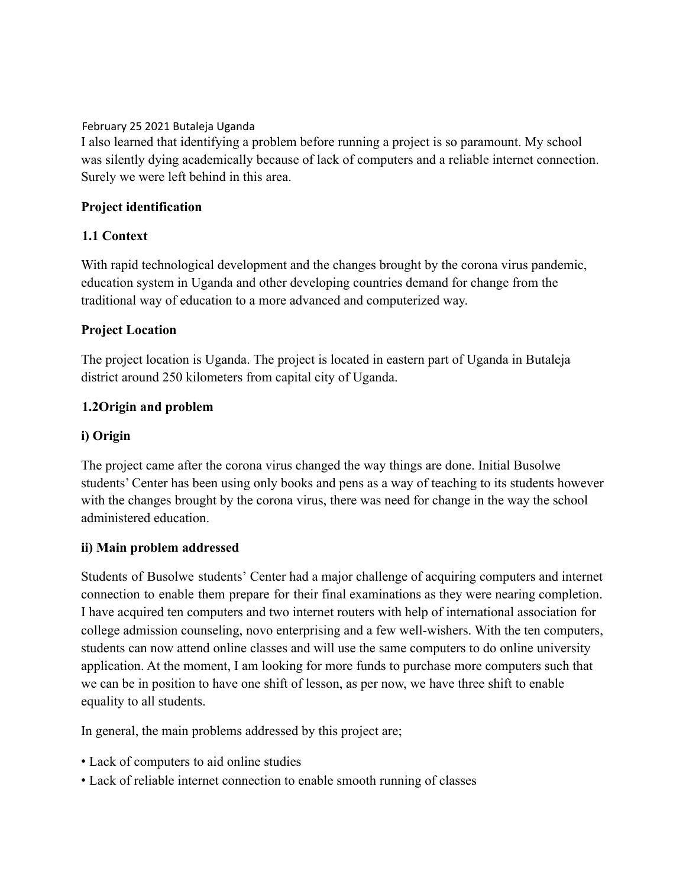February 25 2021 Butaleja Uganda

I also learned that identifying a problem before running a project is so paramount. My school was silently dying academically because of lack of computers and a reliable internet connection. Surely we were left behind in this area.

**Project identification**

**1.1 Context**

With rapid technological development and the changes brought by the corona virus pandemic, education system in Uganda and other developing countries demand for change from the traditional way of education to a more advanced and computerized way.

**Project Location**

The project location is Uganda. The project is located in eastern part of Uganda in Butaleja district around 250 kilometers from capital city of Uganda.

**1.2Origin and problem**

**i) Origin**

The project came after the corona virus changed the way things are done. Initial Busolwe students' Center has been using only books and pens as a way of teaching to its students however with the changes brought by the corona virus, there was need for change in the way the school administered education.

**ii) Main problem addressed**

Students of Busolwe students' Center had a major challenge of acquiring computers and internet connection to enable them prepare for their final examinations as they were nearing completion. I have acquired ten computers and two internet routers with help of international association for college admission counseling, novo enterprising and a few well-wishers. With the ten computers, students can now attend online classes and will use the same computers to do online university application. At the moment, I am looking for more funds to purchase more computers such that we can be in position to have one shift of lesson, as per now, we have three shift to enable equality to all students.

In general, the main problems addressed by this project are;

- Lack of computers to aid online studies
- Lack of reliable internet connection to enable smooth running of classes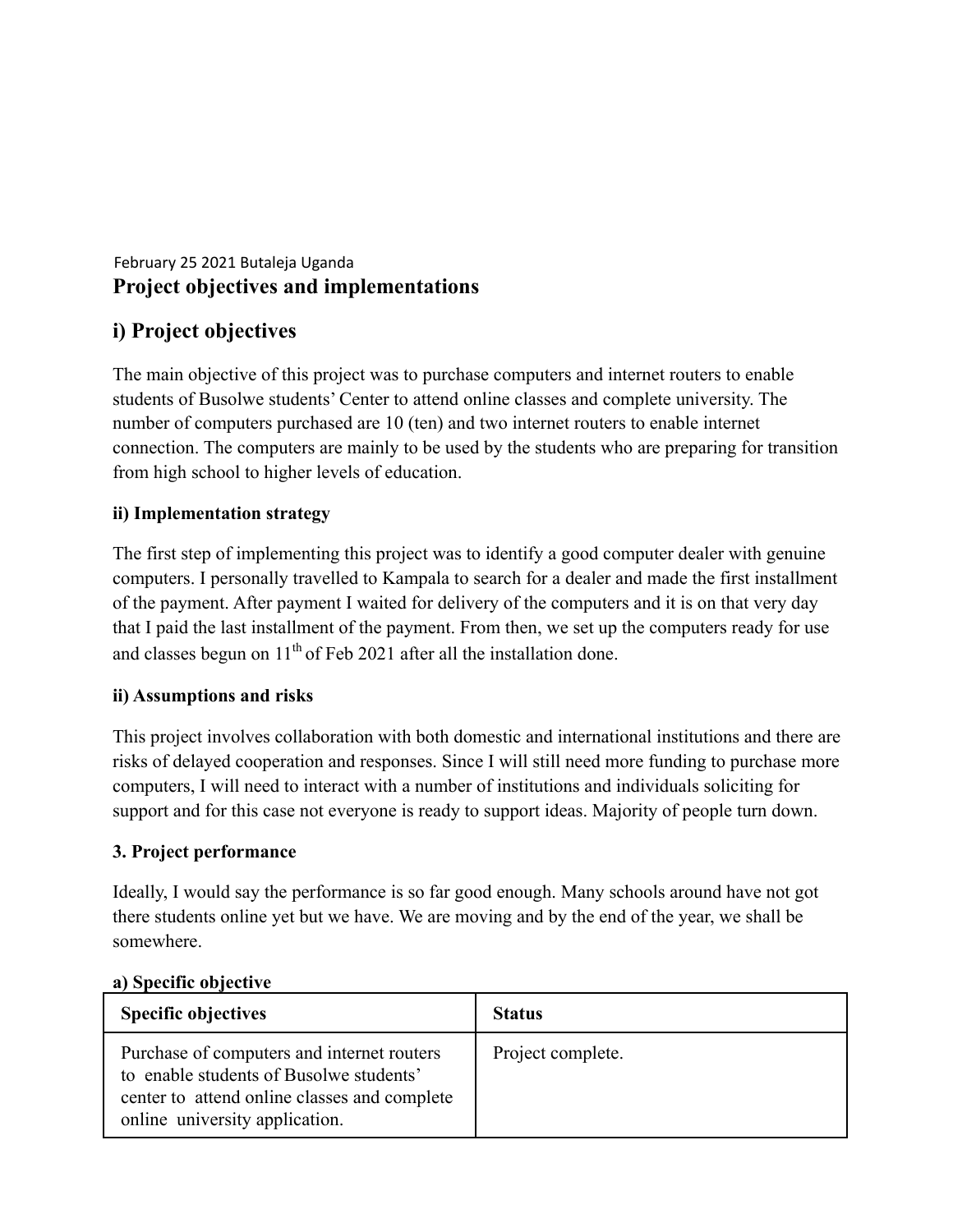February 25 2021 Butaleja Uganda

# Project objectives and implementations

## i) Project objectives

The main objective of this project was to purchase computers and internet routers to enable students of Busolwe students' Center to attend online classes and complete university. The number of computers purchased are 10 (ten) and two internet routers to enable internet connection. The computers are mainly to be used by the students who are preparing for transition from high school to higher levels of education.

### ii) Implementation strategy

The first step of implementing this project was to identify a good computer dealer with genuine computers. I personally travelled to Kampala to search for a dealer and made the first installment of the payment. After payment I waited for delivery of the computers and it is on that very day that I paid the last installment of the payment. From then, we set up the computers ready for use and classes begun on 11th of Feb 2021 after all the installation done.

### ii) Assumptions and risks

This project involves collaboration with both domestic and international institutions and there are risks of delayed cooperation and responses. Since I will still need more funding to purchase more computers, I will need to interact with a number of institutions and individuals soliciting for support and for this case not everyone is ready to support ideas. Majority of people turn down.

### 3. Project performance

Ideally, I would say the performance is so far good enough. Many schools around have not got there students online yet but we have. We are moving and by the end of the year, we shall be somewhere.

**a) Specific objective**

| Specific objectives | Status |
| --- | --- |
| Purchase of computers and internet routers to enable students of Busolwe students' center to attend online classes and complete online university application. | Project complete. |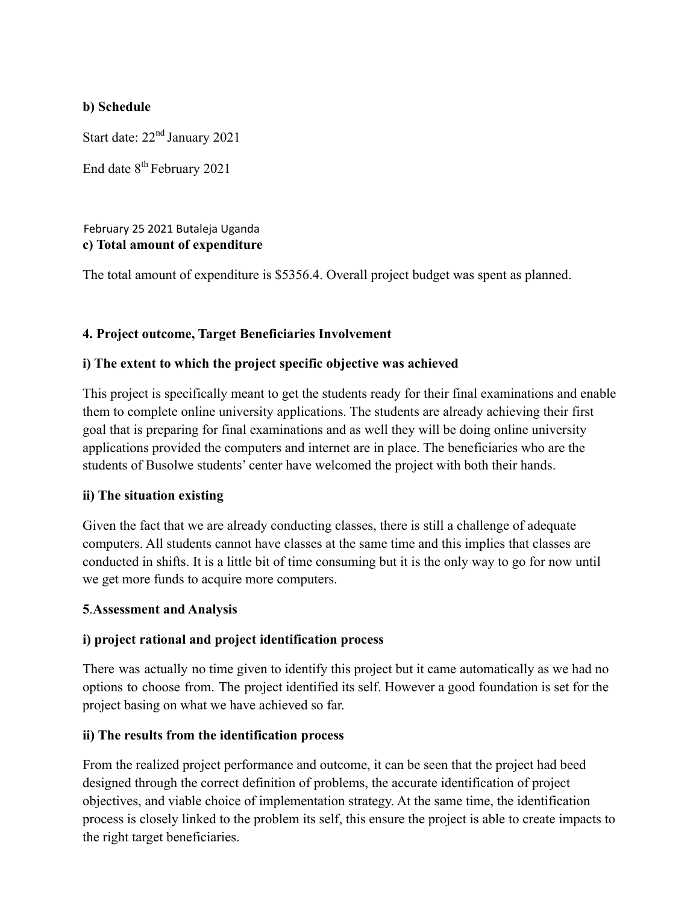**b) Schedule**

Start date: 22nd January 2021

End date 8th February 2021

February 25 2021 Butaleja Uganda

**c) Total amount of expenditure**

The total amount of expenditure is $5356.4. Overall project budget was spent as planned.

**4. Project outcome, Target Beneficiaries Involvement**

**i) The extent to which the project specific objective was achieved**

This project is specifically meant to get the students ready for their final examinations and enable them to complete online university applications. The students are already achieving their first goal that is preparing for final examinations and as well they will be doing online university applications provided the computers and internet are in place. The beneficiaries who are the students of Busolwe students' center have welcomed the project with both their hands.

**ii) The situation existing**

Given the fact that we are already conducting classes, there is still a challenge of adequate computers. All students cannot have classes at the same time and this implies that classes are conducted in shifts. It is a little bit of time consuming but it is the only way to go for now until we get more funds to acquire more computers.

**5.Assessment and Analysis**

**i) project rational and project identification process**

There was actually no time given to identify this project but it came automatically as we had no options to choose from. The project identified its self. However a good foundation is set for the project basing on what we have achieved so far.

**ii) The results from the identification process**

From the realized project performance and outcome, it can be seen that the project had beed designed through the correct definition of problems, the accurate identification of project objectives, and viable choice of implementation strategy. At the same time, the identification process is closely linked to the problem its self, this ensure the project is able to create impacts to the right target beneficiaries.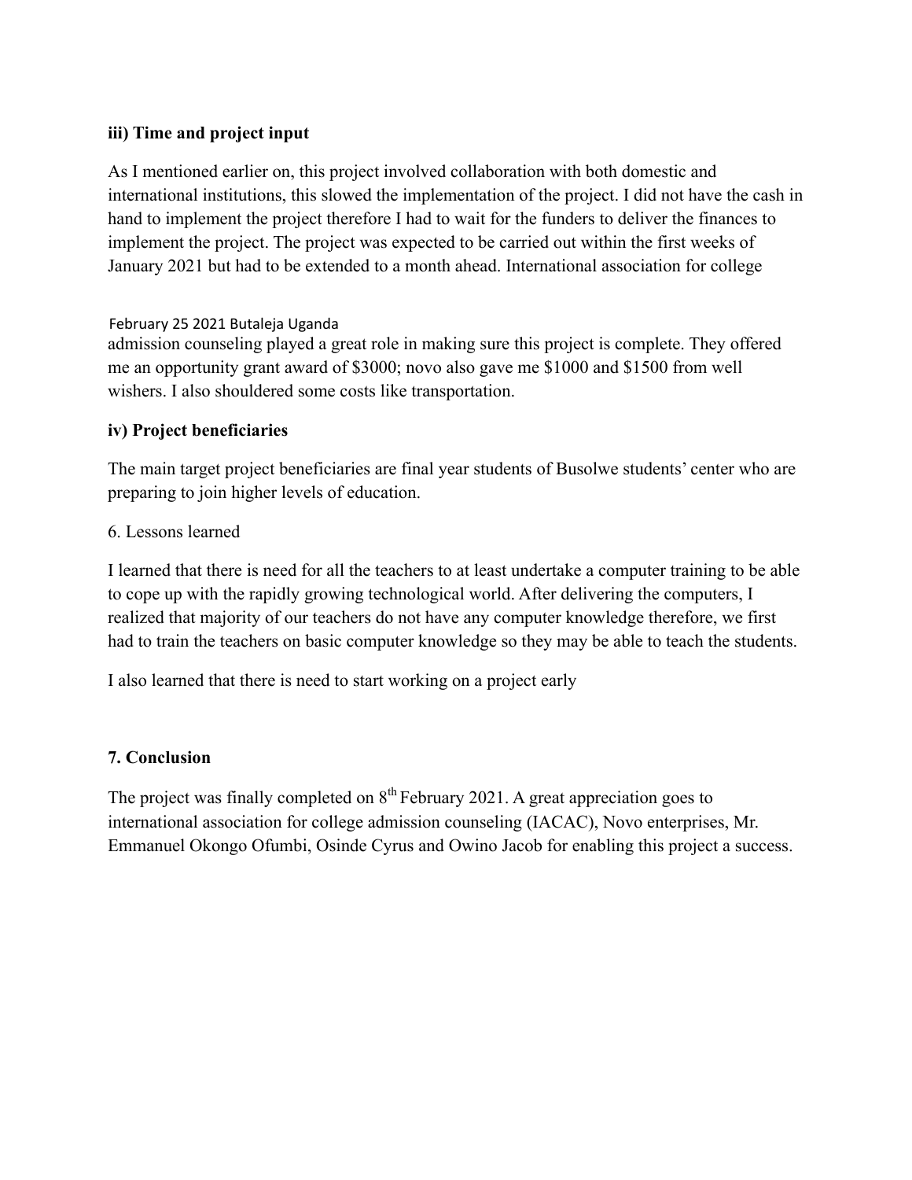**iii) Time and project input**

As I mentioned earlier on, this project involved collaboration with both domestic and international institutions, this slowed the implementation of the project. I did not have the cash in hand to implement the project therefore I had to wait for the funders to deliver the finances to implement the project. The project was expected to be carried out within the first weeks of January 2021 but had to be extended to a month ahead. International association for college admission counseling played a great role in making sure this project is complete. They offered me an opportunity grant award of $3000; novo also gave me $1000 and $1500 from well wishers. I also shouldered some costs like transportation.

**iv) Project beneficiaries**

The main target project beneficiaries are final year students of Busolwe students' center who are preparing to join higher levels of education.

6. Lessons learned

I learned that there is need for all the teachers to at least undertake a computer training to be able to cope up with the rapidly growing technological world. After delivering the computers, I realized that majority of our teachers do not have any computer knowledge therefore, we first had to train the teachers on basic computer knowledge so they may be able to teach the students.

I also learned that there is need to start working on a project early

**7. Conclusion**

The project was finally completed on 8th February 2021. A great appreciation goes to international association for college admission counseling (IACAC), Novo enterprises, Mr. Emmanuel Okongo Ofumbi, Osinde Cyrus and Owino Jacob for enabling this project a success.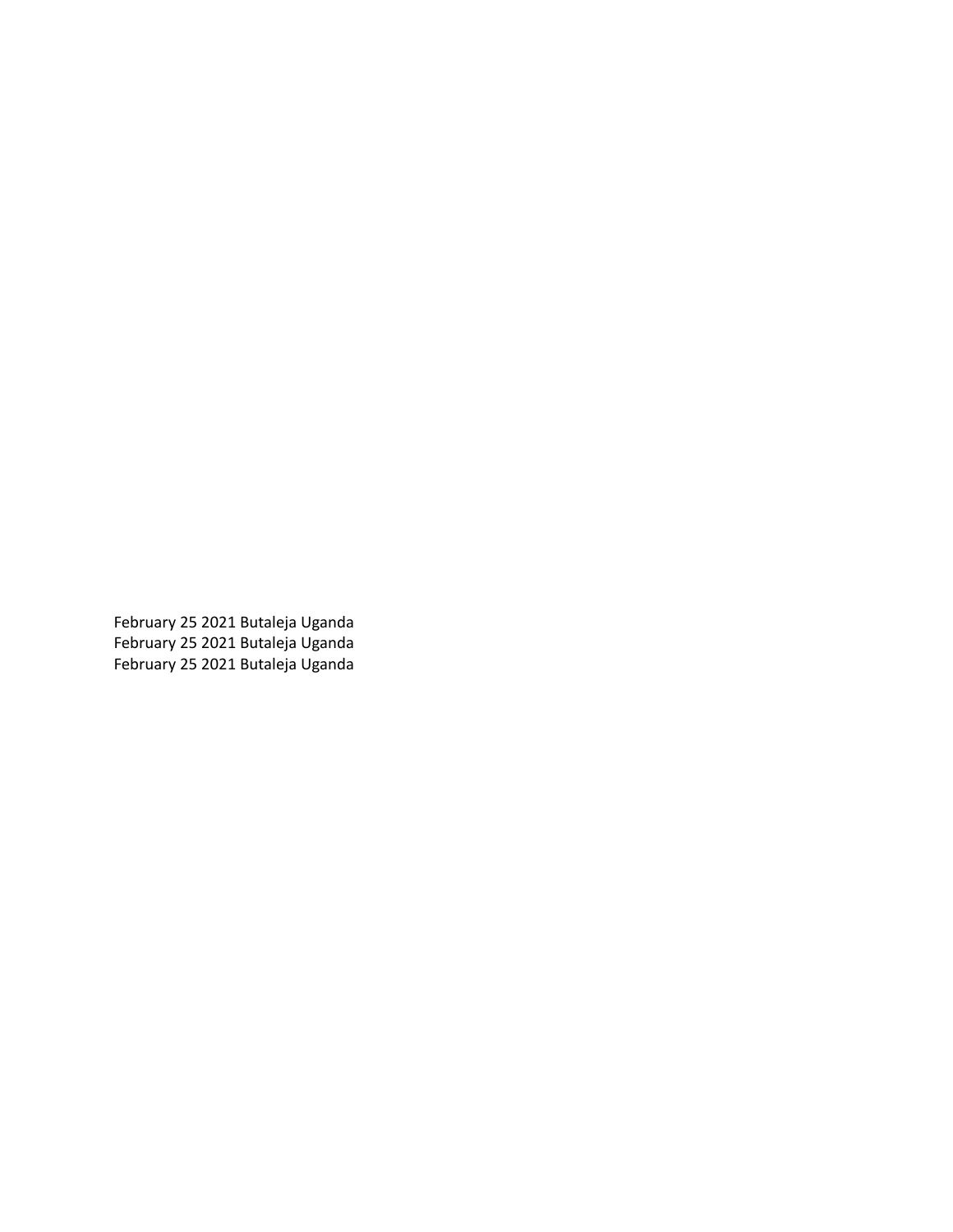February 25 2021 Butaleja Uganda
February 25 2021 Butaleja Uganda
February 25 2021 Butaleja Uganda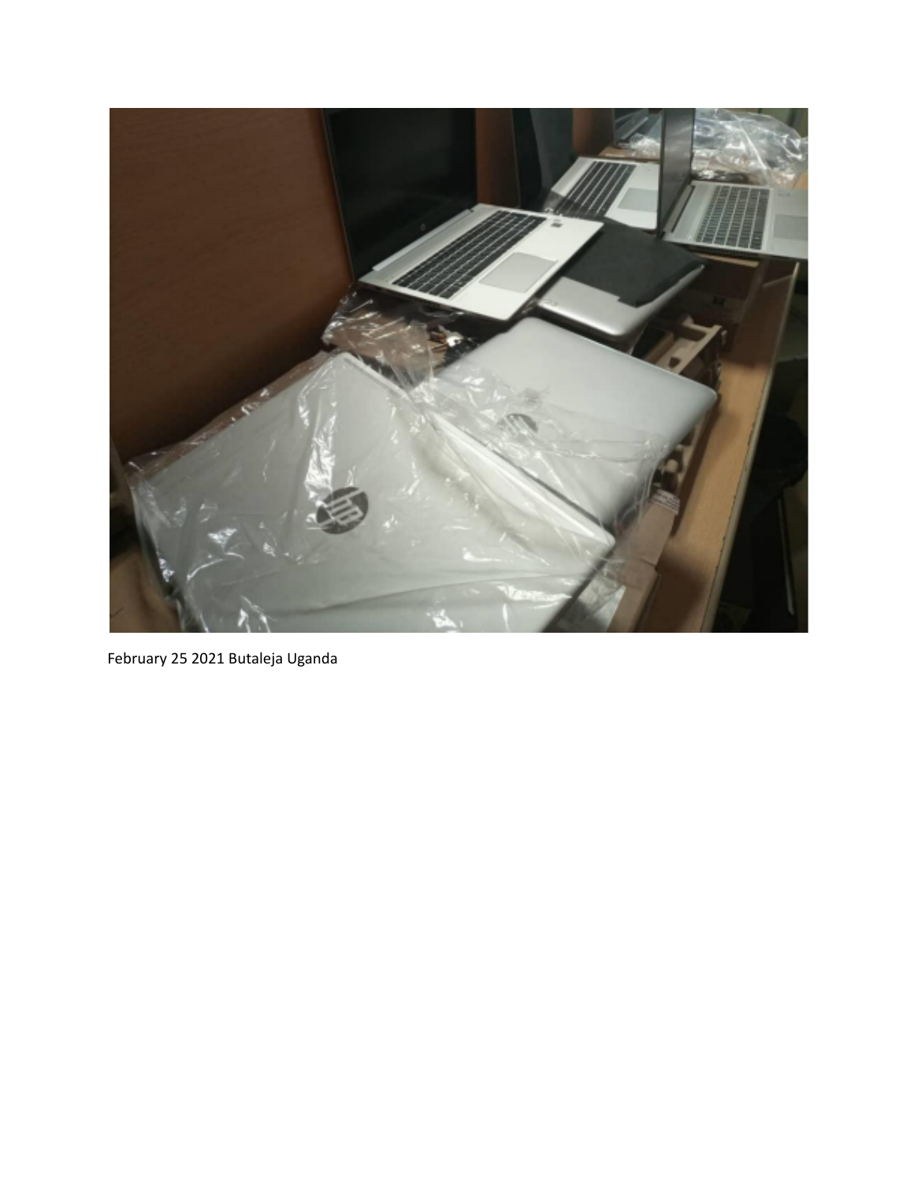February 25 2021 Butaleja Uganda